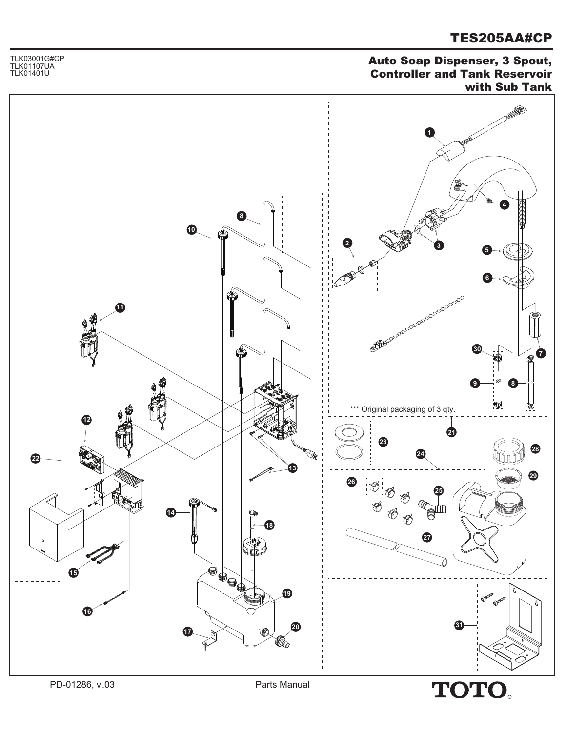# TES205AA#CP

TLK03001G#CP
TLK01107UA
TLK01401U

## Auto Soap Dispenser, 3 Spout, Controller and Tank Reservoir with Sub Tank

*** Original packaging of 3 qty.

1 2 3 4 5 6 7 8 9 10 11 12 13 14 15 16 17 18 19 20 21 22 23 24 25 26 27 28 29 30 31

PD-01286, v.03

Parts Manual

TOTO.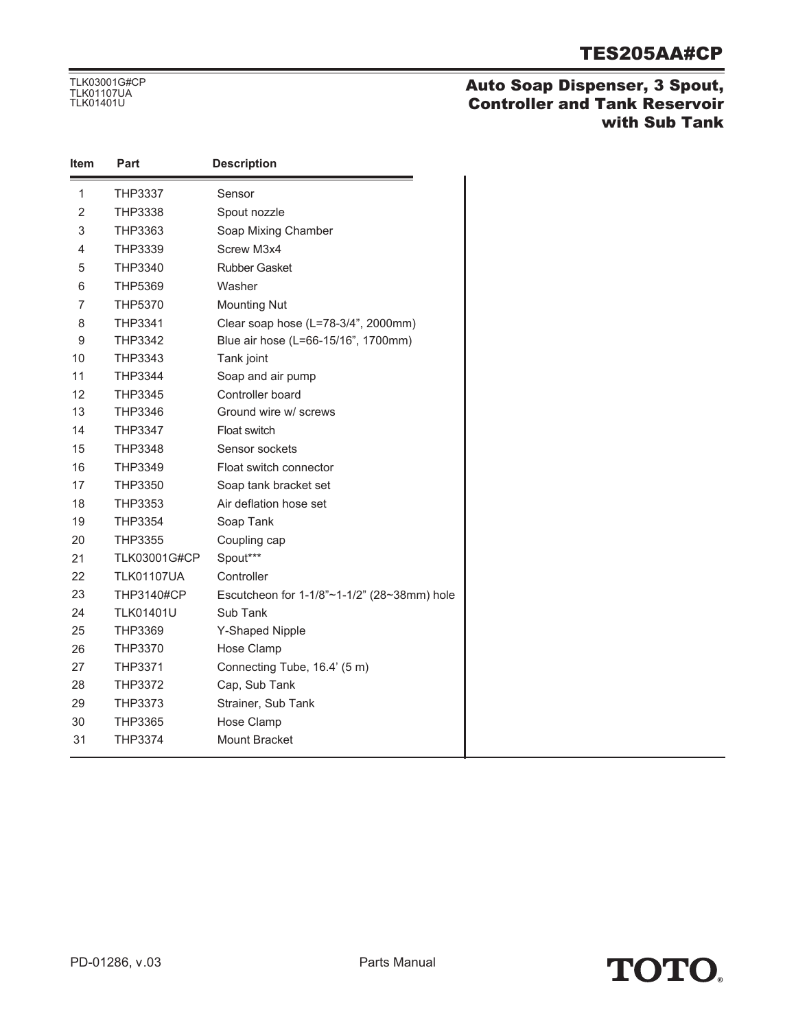# TES205AA#CP

TLK03001G#CP
TLK01107UA
TLK01401U

## Auto Soap Dispenser, 3 Spout, Controller and Tank Reservoir with Sub Tank

| Item | Part | Description |
|---|---|---|
| 1 | THP3337 | Sensor |
| 2 | THP3338 | Spout nozzle |
| 3 | THP3363 | Soap Mixing Chamber |
| 4 | THP3339 | Screw M3x4 |
| 5 | THP3340 | Rubber Gasket |
| 6 | THP5369 | Washer |
| 7 | THP5370 | Mounting Nut |
| 8 | THP3341 | Clear soap hose (L=78-3/4", 2000mm) |
| 9 | THP3342 | Blue air hose (L=66-15/16", 1700mm) |
| 10 | THP3343 | Tank joint |
| 11 | THP3344 | Soap and air pump |
| 12 | THP3345 | Controller board |
| 13 | THP3346 | Ground wire w/ screws |
| 14 | THP3347 | Float switch |
| 15 | THP3348 | Sensor sockets |
| 16 | THP3349 | Float switch connector |
| 17 | THP3350 | Soap tank bracket set |
| 18 | THP3353 | Air deflation hose set |
| 19 | THP3354 | Soap Tank |
| 20 | THP3355 | Coupling cap |
| 21 | TLK03001G#CP | Spout*** |
| 22 | TLK01107UA | Controller |
| 23 | THP3140#CP | Escutcheon for 1-1/8"~1-1/2" (28~38mm) hole |
| 24 | TLK01401U | Sub Tank |
| 25 | THP3369 | Y-Shaped Nipple |
| 26 | THP3370 | Hose Clamp |
| 27 | THP3371 | Connecting Tube, 16.4' (5 m) |
| 28 | THP3372 | Cap, Sub Tank |
| 29 | THP3373 | Strainer, Sub Tank |
| 30 | THP3365 | Hose Clamp |
| 31 | THP3374 | Mount Bracket |

PD-01286, v.03 Parts Manual

TOTO